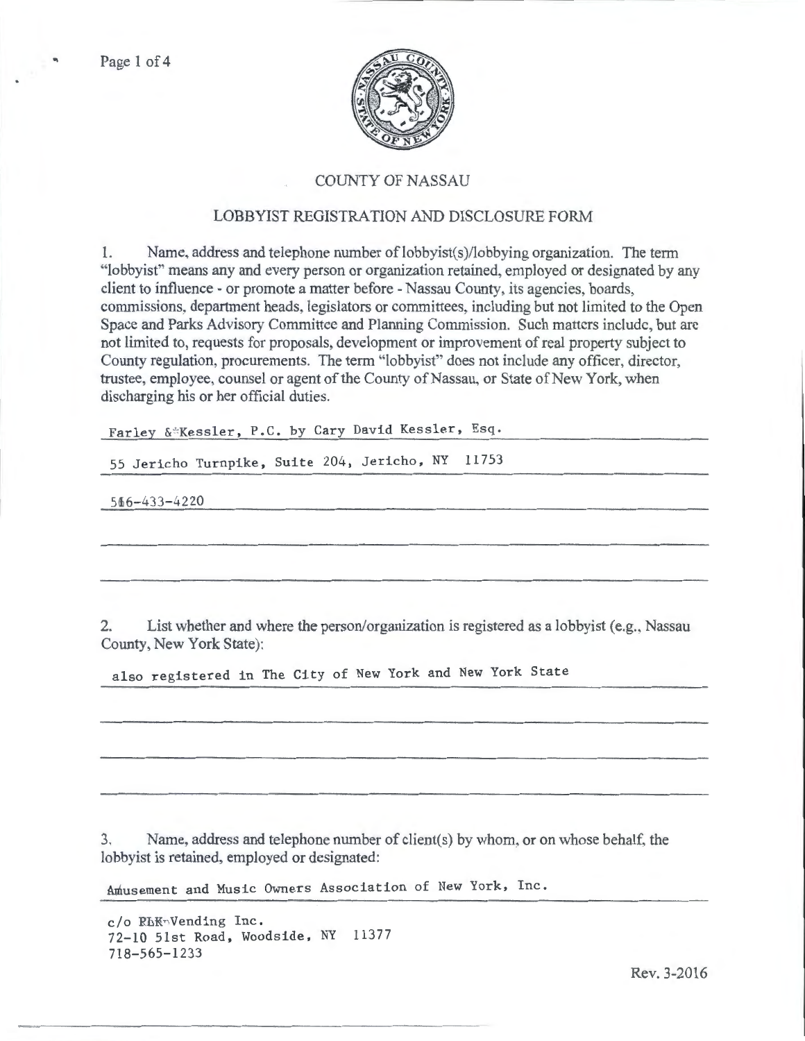# COUNTY OF NASSAU

## LOBBYIST REGISTRATION AND DISCLOSURE FORM

1. Name, address and telephone number of lobbyist(s)/lobbying organization. The term "lobbyist" means any and every person or organization retained, employed or designated by any client to influence - or promote a matter before - Nassau County, its agencies, boards, commissions, department heads, legislators or committees, including but not limited to the Open Space and Parks Advisory Committee and Planning Commission. Such matters include, but are not limited to, requests for proposals, development or improvement of real property subject to County regulation, procurements. The term "lobbyist" does not include any officer, director, trustee, employee, counsel or agent of the County of Nassau, or State of New York, when discharging his or her official duties.

Farley & Kessler, P.C. by Cary David Kessler, Esq.

55 Jericho Turnpike, Suite 204, Jericho, NY 11753

516-433-4220

2. List whether and where the person/organization is registered as a lobbyist (e.g., Nassau County, New York State):

also registered in The City of New York and New York State

3. Name, address and telephone number of client(s) by whom, or on whose behalf, the lobbyist is retained, employed or designated:

Amusement and Music Owners Association of New York, Inc.

c/o PLK Vending Inc.
72-10 51st Road, Woodside, NY 11377
718-565-1233

Rev. 3-2016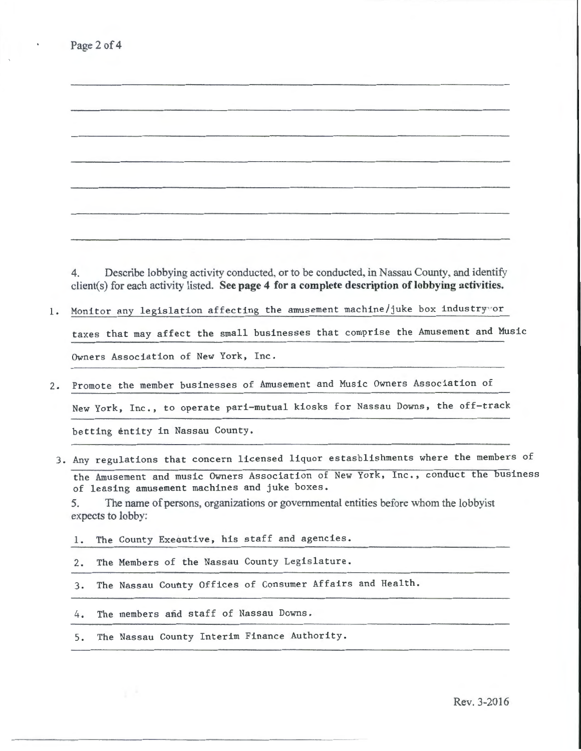4. Describe lobbying activity conducted, or to be conducted, in Nassau County, and identify client(s) for each activity listed. **See page 4 for a complete description of lobbying activities.**

1. Monitor any legislation affecting the amusement machine/juke box industry or taxes that may affect the small businesses that comprise the Amusement and Music Owners Association of New York, Inc.

2. Promote the member businesses of Amusement and Music Owners Association of New York, Inc., to operate pari-mutual kiosks for Nassau Downs, the off-track betting entity in Nassau County.

3. Any regulations that concern licensed liquor estasblishments where the members of the Amusement and music Owners Association of New York, Inc., conduct the business of leasing amusement machines and juke boxes.

5. The name of persons, organizations or governmental entities before whom the lobbyist expects to lobby:

1. The County Executive, his staff and agencies.
2. The Members of the Nassau County Legislature.
3. The Nassau County Offices of Consumer Affairs and Health.
4. The members and staff of Nassau Downs.
5. The Nassau County Interim Finance Authority.

Rev. 3-2016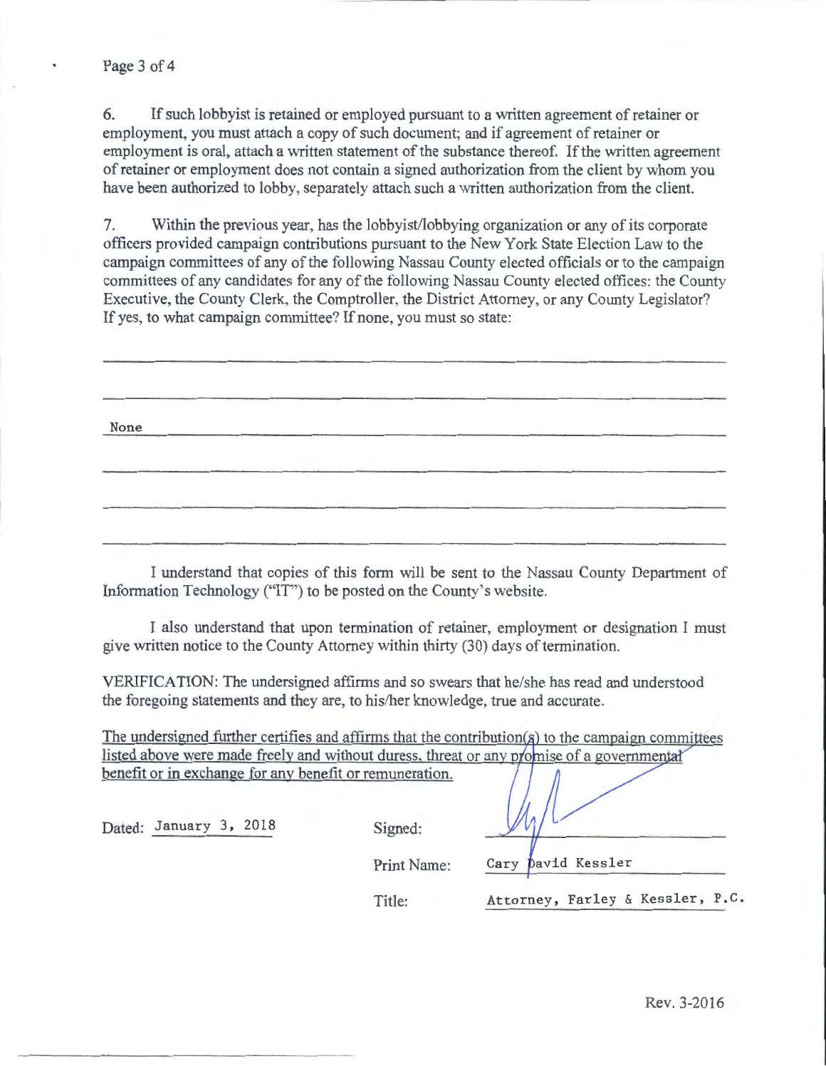6. If such lobbyist is retained or employed pursuant to a written agreement of retainer or employment, you must attach a copy of such document; and if agreement of retainer or employment is oral, attach a written statement of the substance thereof. If the written agreement of retainer or employment does not contain a signed authorization from the client by whom you have been authorized to lobby, separately attach such a written authorization from the client.

7. Within the previous year, has the lobbyist/lobbying organization or any of its corporate officers provided campaign contributions pursuant to the New York State Election Law to the campaign committees of any of the following Nassau County elected officials or to the campaign committees of any candidates for any of the following Nassau County elected offices: the County Executive, the County Clerk, the Comptroller, the District Attorney, or any County Legislator? If yes, to what campaign committee? If none, you must so state:

None

I understand that copies of this form will be sent to the Nassau County Department of Information Technology ("IT") to be posted on the County's website.

I also understand that upon termination of retainer, employment or designation I must give written notice to the County Attorney within thirty (30) days of termination.

VERIFICATION: The undersigned affirms and so swears that he/she has read and understood the foregoing statements and they are, to his/her knowledge, true and accurate.

The undersigned further certifies and affirms that the contribution(s) to the campaign committees listed above were made freely and without duress, threat or any promise of a governmental benefit or in exchange for any benefit or remuneration.

Dated: January 3, 2018

Signed: [signature]

Print Name: Cary David Kessler

Title: Attorney, Farley & Kessler, P.C.

Rev. 3-2016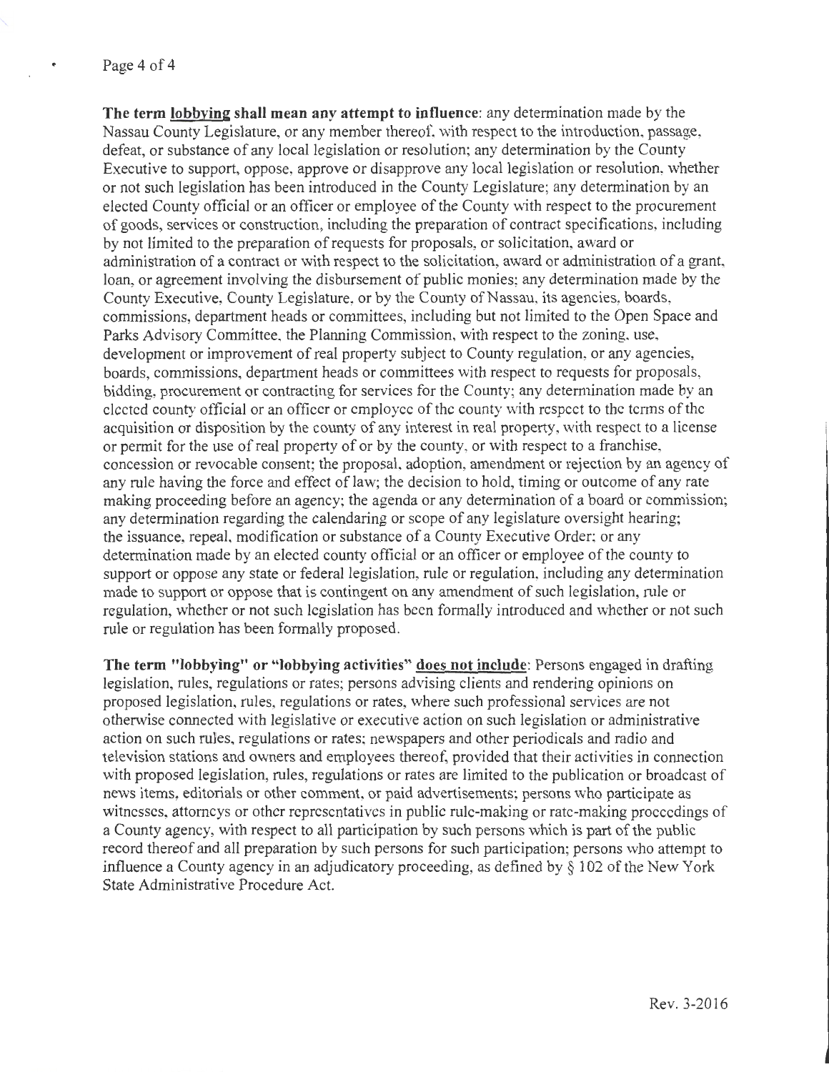**The term <u>lobbying</u> shall mean any attempt to influence**: any determination made by the Nassau County Legislature, or any member thereof, with respect to the introduction, passage, defeat, or substance of any local legislation or resolution; any determination by the County Executive to support, oppose, approve or disapprove any local legislation or resolution, whether or not such legislation has been introduced in the County Legislature; any determination by an elected County official or an officer or employee of the County with respect to the procurement of goods, services or construction, including the preparation of contract specifications, including by not limited to the preparation of requests for proposals, or solicitation, award or administration of a contract or with respect to the solicitation, award or administration of a grant, loan, or agreement involving the disbursement of public monies; any determination made by the County Executive, County Legislature, or by the County of Nassau, its agencies, boards, commissions, department heads or committees, including but not limited to the Open Space and Parks Advisory Committee, the Planning Commission, with respect to the zoning, use, development or improvement of real property subject to County regulation, or any agencies, boards, commissions, department heads or committees with respect to requests for proposals, bidding, procurement or contracting for services for the County; any determination made by an elected county official or an officer or employee of the county with respect to the terms of the acquisition or disposition by the county of any interest in real property, with respect to a license or permit for the use of real property of or by the county, or with respect to a franchise, concession or revocable consent; the proposal, adoption, amendment or rejection by an agency of any rule having the force and effect of law; the decision to hold, timing or outcome of any rate making proceeding before an agency; the agenda or any determination of a board or commission; any determination regarding the calendaring or scope of any legislature oversight hearing; the issuance, repeal, modification or substance of a County Executive Order; or any determination made by an elected county official or an officer or employee of the county to support or oppose any state or federal legislation, rule or regulation, including any determination made to support or oppose that is contingent on any amendment of such legislation, rule or regulation, whether or not such legislation has been formally introduced and whether or not such rule or regulation has been formally proposed.

**The term "lobbying" or "lobbying activities" <u>does not include</u>**: Persons engaged in drafting legislation, rules, regulations or rates; persons advising clients and rendering opinions on proposed legislation, rules, regulations or rates, where such professional services are not otherwise connected with legislative or executive action on such legislation or administrative action on such rules, regulations or rates; newspapers and other periodicals and radio and television stations and owners and employees thereof, provided that their activities in connection with proposed legislation, rules, regulations or rates are limited to the publication or broadcast of news items, editorials or other comment, or paid advertisements; persons who participate as witnesses, attorneys or other representatives in public rule-making or rate-making proceedings of a County agency, with respect to all participation by such persons which is part of the public record thereof and all preparation by such persons for such participation; persons who attempt to influence a County agency in an adjudicatory proceeding, as defined by § 102 of the New York State Administrative Procedure Act.

Rev. 3-2016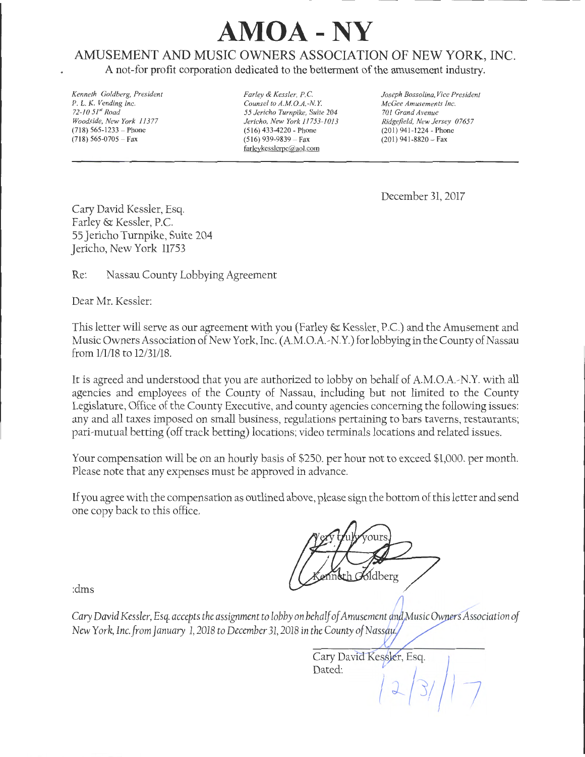# AMOA - NY

AMUSEMENT AND MUSIC OWNERS ASSOCIATION OF NEW YORK, INC.

A not-for profit corporation dedicated to the betterment of the amusement industry.

*Kenneth Goldberg, President*
*P. L. K. Vending Inc.*
*72-10 51st Road*
*Woodside, New York 11377*
(718) 565-1233 – Phone
(718) 565-0705 – Fax

*Farley & Kessler, P.C.*
*Counsel to A.M.O.A.-N.Y.*
*55 Jericho Turnpike, Suite 204*
*Jericho, New York 11753-1013*
(516) 433-4220 - Phone
(516) 939-9839 – Fax
farleykesslerpc@aol.com

*Joseph Bossolina, Vice President*
*McGee Amusements Inc.*
*701 Grand Avenue*
*Ridgefield, New Jersey 07657*
(201) 941-1224 - Phone
(201) 941-8820 – Fax

---

December 31, 2017

Cary David Kessler, Esq.
Farley & Kessler, P.C.
55 Jericho Turnpike, Suite 204
Jericho, New York 11753

Re: Nassau County Lobbying Agreement

Dear Mr. Kessler:

This letter will serve as our agreement with you (Farley & Kessler, P.C.) and the Amusement and Music Owners Association of New York, Inc. (A.M.O.A.-N.Y.) for lobbying in the County of Nassau from 1/1/18 to 12/31/18.

It is agreed and understood that you are authorized to lobby on behalf of A.M.O.A.-N.Y. with all agencies and employees of the County of Nassau, including but not limited to the County Legislature, Office of the County Executive, and county agencies concerning the following issues: any and all taxes imposed on small business, regulations pertaining to bars taverns, restaurants; pari-mutual betting (off track betting) locations; video terminals locations and related issues.

Your compensation will be on an hourly basis of $250. per hour not to exceed $1,000. per month. Please note that any expenses must be approved in advance.

If you agree with the compensation as outlined above, please sign the bottom of this letter and send one copy back to this office.

Very truly yours,

Kenneth Goldberg

:dms

*Cary David Kessler, Esq. accepts the assignment to lobby on behalf of Amusement and Music Owners Association of New York, Inc. from January 1, 2018 to December 31, 2018 in the County of Nassau.*

Cary David Kessler, Esq.
Dated: 12/31/17